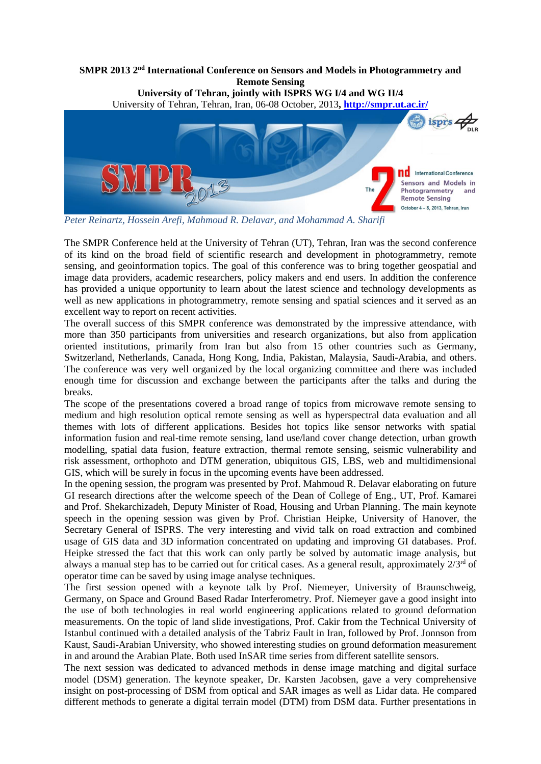**SMPR 2013 2nd International Conference on Sensors and Models in Photogrammetry and Remote Sensing**

**University of Tehran, jointly with ISPRS WG I/4 and WG II/4**

University of Tehran, Tehran, Iran, 06-08 October, 2013, **http://smpr.ut.ac.ir/**

*Peter Reinartz, Hossein Arefi, Mahmoud R. Delavar, and Mohammad A. Sharifi*

The SMPR Conference held at the University of Tehran (UT), Tehran, Iran was the second conference of its kind on the broad field of scientific research and development in photogrammetry, remote sensing, and geoinformation topics. The goal of this conference was to bring together geospatial and image data providers, academic researchers, policy makers and end users. In addition the conference has provided a unique opportunity to learn about the latest science and technology developments as well as new applications in photogrammetry, remote sensing and spatial sciences and it served as an excellent way to report on recent activities.

The overall success of this SMPR conference was demonstrated by the impressive attendance, with more than 350 participants from universities and research organizations, but also from application oriented institutions, primarily from Iran but also from 15 other countries such as Germany, Switzerland, Netherlands, Canada, Hong Kong, India, Pakistan, Malaysia, Saudi-Arabia, and others. The conference was very well organized by the local organizing committee and there was included enough time for discussion and exchange between the participants after the talks and during the breaks.

The scope of the presentations covered a broad range of topics from microwave remote sensing to medium and high resolution optical remote sensing as well as hyperspectral data evaluation and all themes with lots of different applications. Besides hot topics like sensor networks with spatial information fusion and real-time remote sensing, land use/land cover change detection, urban growth modelling, spatial data fusion, feature extraction, thermal remote sensing, seismic vulnerability and risk assessment, orthophoto and DTM generation, ubiquitous GIS, LBS, web and multidimensional GIS, which will be surely in focus in the upcoming events have been addressed.

In the opening session, the program was presented by Prof. Mahmoud R. Delavar elaborating on future GI research directions after the welcome speech of the Dean of College of Eng., UT, Prof. Kamarei and Prof. Shekarchizadeh, Deputy Minister of Road, Housing and Urban Planning. The main keynote speech in the opening session was given by Prof. Christian Heipke, University of Hanover, the Secretary General of ISPRS. The very interesting and vivid talk on road extraction and combined usage of GIS data and 3D information concentrated on updating and improving GI databases. Prof. Heipke stressed the fact that this work can only partly be solved by automatic image analysis, but always a manual step has to be carried out for critical cases. As a general result, approximately 2/3rd of operator time can be saved by using image analyse techniques.

The first session opened with a keynote talk by Prof. Niemeyer, University of Braunschweig, Germany, on Space and Ground Based Radar Interferometry. Prof. Niemeyer gave a good insight into the use of both technologies in real world engineering applications related to ground deformation measurements. On the topic of land slide investigations, Prof. Cakir from the Technical University of Istanbul continued with a detailed analysis of the Tabriz Fault in Iran, followed by Prof. Jonnson from Kaust, Saudi-Arabian University, who showed interesting studies on ground deformation measurement in and around the Arabian Plate. Both used InSAR time series from different satellite sensors.

The next session was dedicated to advanced methods in dense image matching and digital surface model (DSM) generation. The keynote speaker, Dr. Karsten Jacobsen, gave a very comprehensive insight on post-processing of DSM from optical and SAR images as well as Lidar data. He compared different methods to generate a digital terrain model (DTM) from DSM data. Further presentations in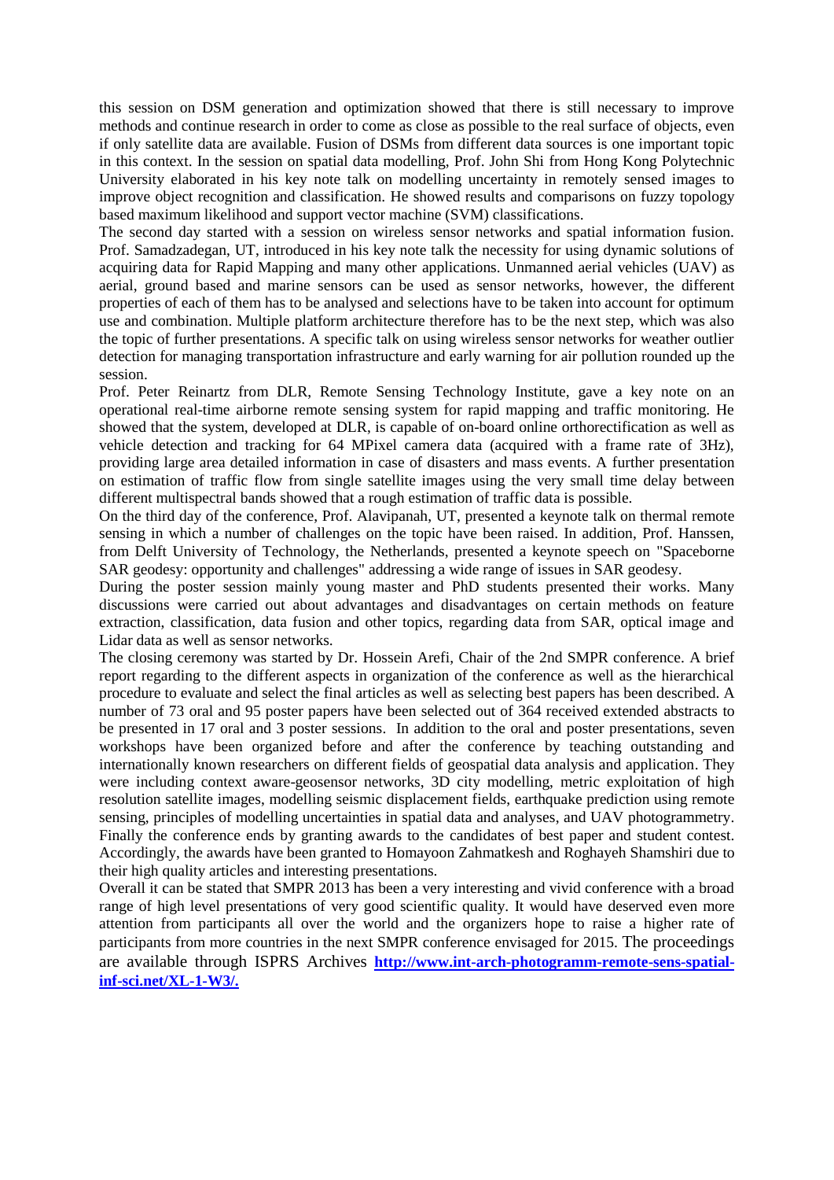this session on DSM generation and optimization showed that there is still necessary to improve methods and continue research in order to come as close as possible to the real surface of objects, even if only satellite data are available. Fusion of DSMs from different data sources is one important topic in this context. In the session on spatial data modelling, Prof. John Shi from Hong Kong Polytechnic University elaborated in his key note talk on modelling uncertainty in remotely sensed images to improve object recognition and classification. He showed results and comparisons on fuzzy topology based maximum likelihood and support vector machine (SVM) classifications.

The second day started with a session on wireless sensor networks and spatial information fusion. Prof. Samadzadegan, UT, introduced in his key note talk the necessity for using dynamic solutions of acquiring data for Rapid Mapping and many other applications. Unmanned aerial vehicles (UAV) as aerial, ground based and marine sensors can be used as sensor networks, however, the different properties of each of them has to be analysed and selections have to be taken into account for optimum use and combination. Multiple platform architecture therefore has to be the next step, which was also the topic of further presentations. A specific talk on using wireless sensor networks for weather outlier detection for managing transportation infrastructure and early warning for air pollution rounded up the session.

Prof. Peter Reinartz from DLR, Remote Sensing Technology Institute, gave a key note on an operational real-time airborne remote sensing system for rapid mapping and traffic monitoring. He showed that the system, developed at DLR, is capable of on-board online orthorectification as well as vehicle detection and tracking for 64 MPixel camera data (acquired with a frame rate of 3Hz), providing large area detailed information in case of disasters and mass events. A further presentation on estimation of traffic flow from single satellite images using the very small time delay between different multispectral bands showed that a rough estimation of traffic data is possible.

On the third day of the conference, Prof. Alavipanah, UT, presented a keynote talk on thermal remote sensing in which a number of challenges on the topic have been raised. In addition, Prof. Hanssen, from Delft University of Technology, the Netherlands, presented a keynote speech on "Spaceborne SAR geodesy: opportunity and challenges" addressing a wide range of issues in SAR geodesy.

During the poster session mainly young master and PhD students presented their works. Many discussions were carried out about advantages and disadvantages on certain methods on feature extraction, classification, data fusion and other topics, regarding data from SAR, optical image and Lidar data as well as sensor networks.

The closing ceremony was started by Dr. Hossein Arefi, Chair of the 2nd SMPR conference. A brief report regarding to the different aspects in organization of the conference as well as the hierarchical procedure to evaluate and select the final articles as well as selecting best papers has been described. A number of 73 oral and 95 poster papers have been selected out of 364 received extended abstracts to be presented in 17 oral and 3 poster sessions. In addition to the oral and poster presentations, seven workshops have been organized before and after the conference by teaching outstanding and internationally known researchers on different fields of geospatial data analysis and application. They were including context aware-geosensor networks, 3D city modelling, metric exploitation of high resolution satellite images, modelling seismic displacement fields, earthquake prediction using remote sensing, principles of modelling uncertainties in spatial data and analyses, and UAV photogrammetry. Finally the conference ends by granting awards to the candidates of best paper and student contest. Accordingly, the awards have been granted to Homayoon Zahmatkesh and Roghayeh Shamshiri due to their high quality articles and interesting presentations.

Overall it can be stated that SMPR 2013 has been a very interesting and vivid conference with a broad range of high level presentations of very good scientific quality. It would have deserved even more attention from participants all over the world and the organizers hope to raise a higher rate of participants from more countries in the next SMPR conference envisaged for 2015. The proceedings are available through ISPRS Archives **http://www.int-arch-photogramm-remote-sens-spatial-inf-sci.net/XL-1-W3/.**